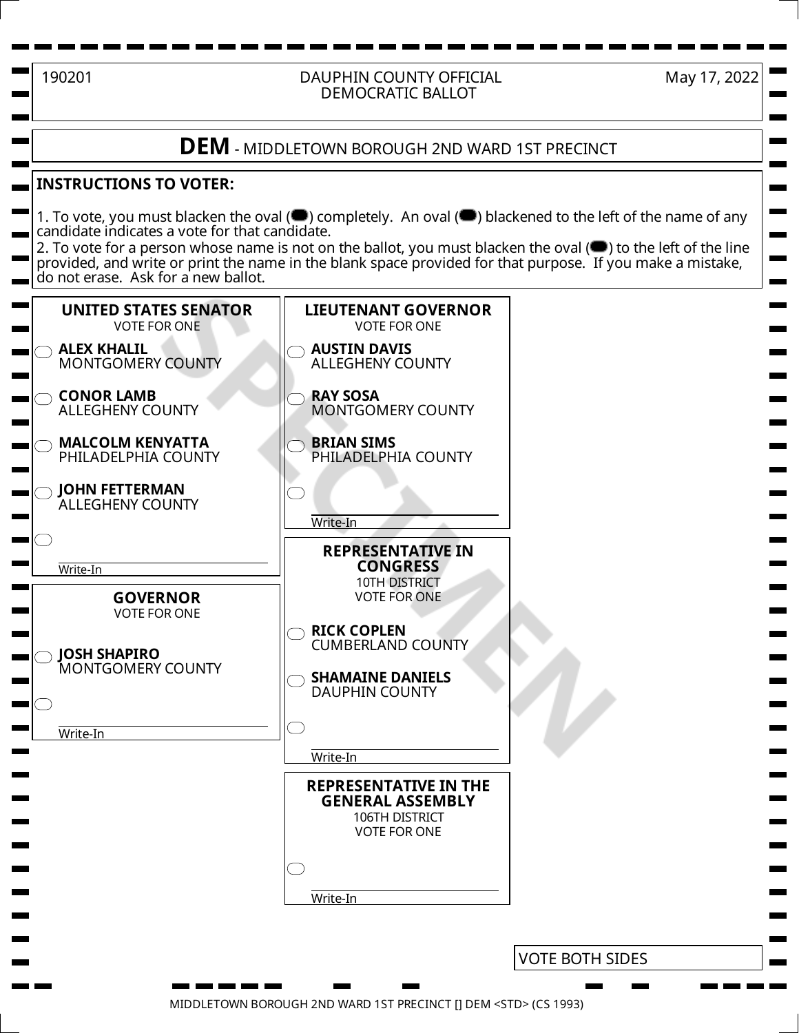190201

DAUPHIN COUNTY OFFICIAL
DEMOCRATIC BALLOT

May 17, 2022

# **DEM** - MIDDLETOWN BOROUGH 2ND WARD 1ST PRECINCT

**INSTRUCTIONS TO VOTER:**

1. To vote, you must blacken the oval (⬬) completely. An oval (⬬) blackened to the left of the name of any candidate indicates a vote for that candidate.
2. To vote for a person whose name is not on the ballot, you must blacken the oval (⬬) to the left of the line provided, and write or print the name in the blank space provided for that purpose. If you make a mistake, do not erase. Ask for a new ballot.

## UNITED STATES SENATOR
VOTE FOR ONE

- ⬭ **ALEX KHALIL**
  MONTGOMERY COUNTY
- ⬭ **CONOR LAMB**
  ALLEGHENY COUNTY
- ⬭ **MALCOLM KENYATTA**
  PHILADELPHIA COUNTY
- ⬭ **JOHN FETTERMAN**
  ALLEGHENY COUNTY
- ⬭ ____________________
  Write-In

## GOVERNOR
VOTE FOR ONE

- ⬭ **JOSH SHAPIRO**
  MONTGOMERY COUNTY
- ⬭ ____________________
  Write-In

## LIEUTENANT GOVERNOR
VOTE FOR ONE

- ⬭ **AUSTIN DAVIS**
  ALLEGHENY COUNTY
- ⬭ **RAY SOSA**
  MONTGOMERY COUNTY
- ⬭ **BRIAN SIMS**
  PHILADELPHIA COUNTY
- ⬭ ____________________
  Write-In

## REPRESENTATIVE IN CONGRESS
10TH DISTRICT
VOTE FOR ONE

- ⬭ **RICK COPLEN**
  CUMBERLAND COUNTY
- ⬭ **SHAMAINE DANIELS**
  DAUPHIN COUNTY
- ⬭ ____________________
  Write-In

## REPRESENTATIVE IN THE GENERAL ASSEMBLY
106TH DISTRICT
VOTE FOR ONE

- ⬭ ____________________
  Write-In

VOTE BOTH SIDES

MIDDLETOWN BOROUGH 2ND WARD 1ST PRECINCT [] DEM <STD> (CS 1993)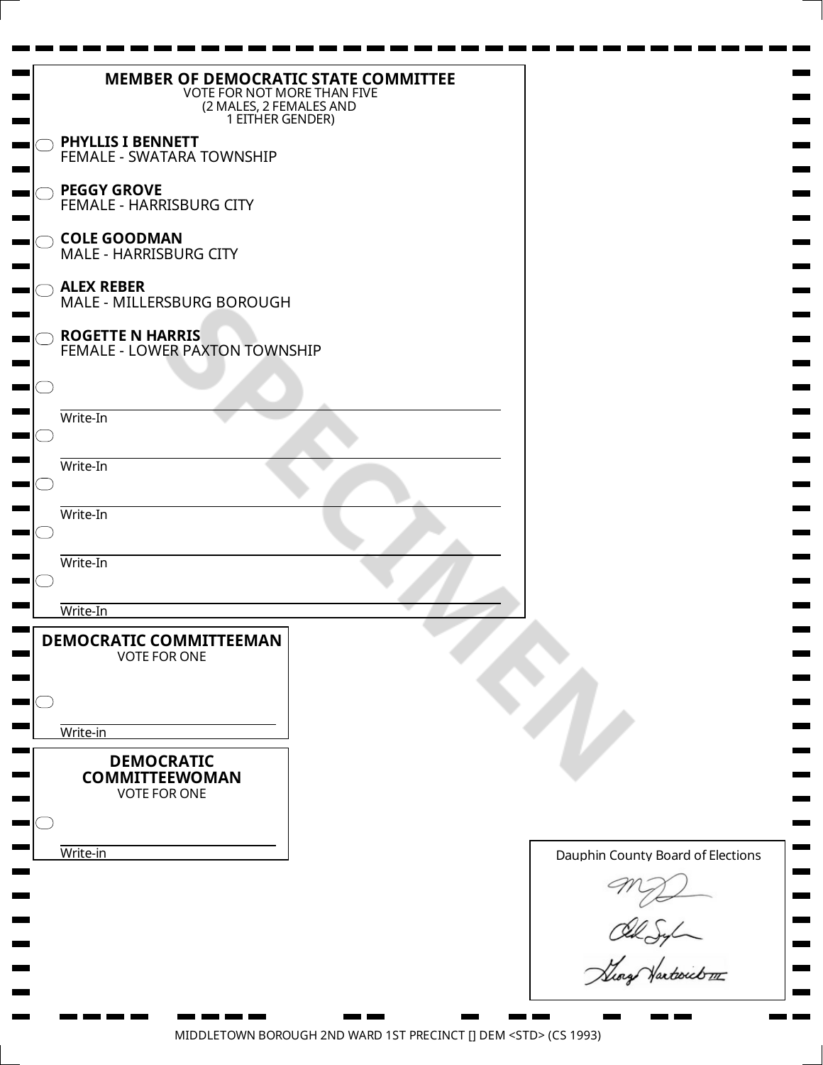## MEMBER OF DEMOCRATIC STATE COMMITTEE

VOTE FOR NOT MORE THAN FIVE
(2 MALES, 2 FEMALES AND
1 EITHER GENDER)

- **PHYLLIS I BENNETT**
  FEMALE - SWATARA TOWNSHIP
- **PEGGY GROVE**
  FEMALE - HARRISBURG CITY
- **COLE GOODMAN**
  MALE - HARRISBURG CITY
- **ALEX REBER**
  MALE - MILLERSBURG BOROUGH
- **ROGETTE N HARRIS**
  FEMALE - LOWER PAXTON TOWNSHIP
- Write-In
- Write-In
- Write-In
- Write-In
- Write-In

## DEMOCRATIC COMMITTEEMAN

VOTE FOR ONE

- Write-in

## DEMOCRATIC COMMITTEEWOMAN

VOTE FOR ONE

- Write-in

SPECIMEN

Dauphin County Board of Elections

MIDDLETOWN BOROUGH 2ND WARD 1ST PRECINCT [] DEM <STD> (CS 1993)